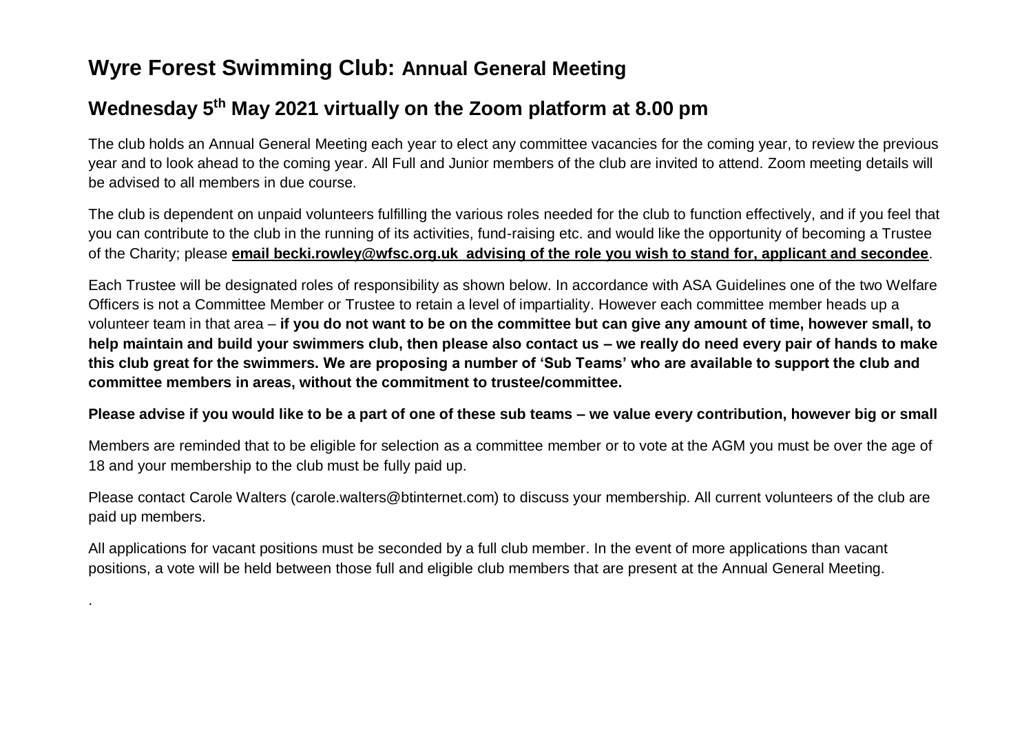# Wyre Forest Swimming Club: Annual General Meeting

## Wednesday 5th May 2021 virtually on the Zoom platform at 8.00 pm

The club holds an Annual General Meeting each year to elect any committee vacancies for the coming year, to review the previous year and to look ahead to the coming year. All Full and Junior members of the club are invited to attend. Zoom meeting details will be advised to all members in due course.

The club is dependent on unpaid volunteers fulfilling the various roles needed for the club to function effectively, and if you feel that you can contribute to the club in the running of its activities, fund-raising etc. and would like the opportunity of becoming a Trustee of the Charity; please **email becki.rowley@wfsc.org.uk advising of the role you wish to stand for, applicant and secondee**.

Each Trustee will be designated roles of responsibility as shown below. In accordance with ASA Guidelines one of the two Welfare Officers is not a Committee Member or Trustee to retain a level of impartiality. However each committee member heads up a volunteer team in that area – **if you do not want to be on the committee but can give any amount of time, however small, to help maintain and build your swimmers club, then please also contact us – we really do need every pair of hands to make this club great for the swimmers. We are proposing a number of 'Sub Teams' who are available to support the club and committee members in areas, without the commitment to trustee/committee.**

**Please advise if you would like to be a part of one of these sub teams – we value every contribution, however big or small**

Members are reminded that to be eligible for selection as a committee member or to vote at the AGM you must be over the age of 18 and your membership to the club must be fully paid up.

Please contact Carole Walters (carole.walters@btinternet.com) to discuss your membership. All current volunteers of the club are paid up members.

All applications for vacant positions must be seconded by a full club member. In the event of more applications than vacant positions, a vote will be held between those full and eligible club members that are present at the Annual General Meeting.

.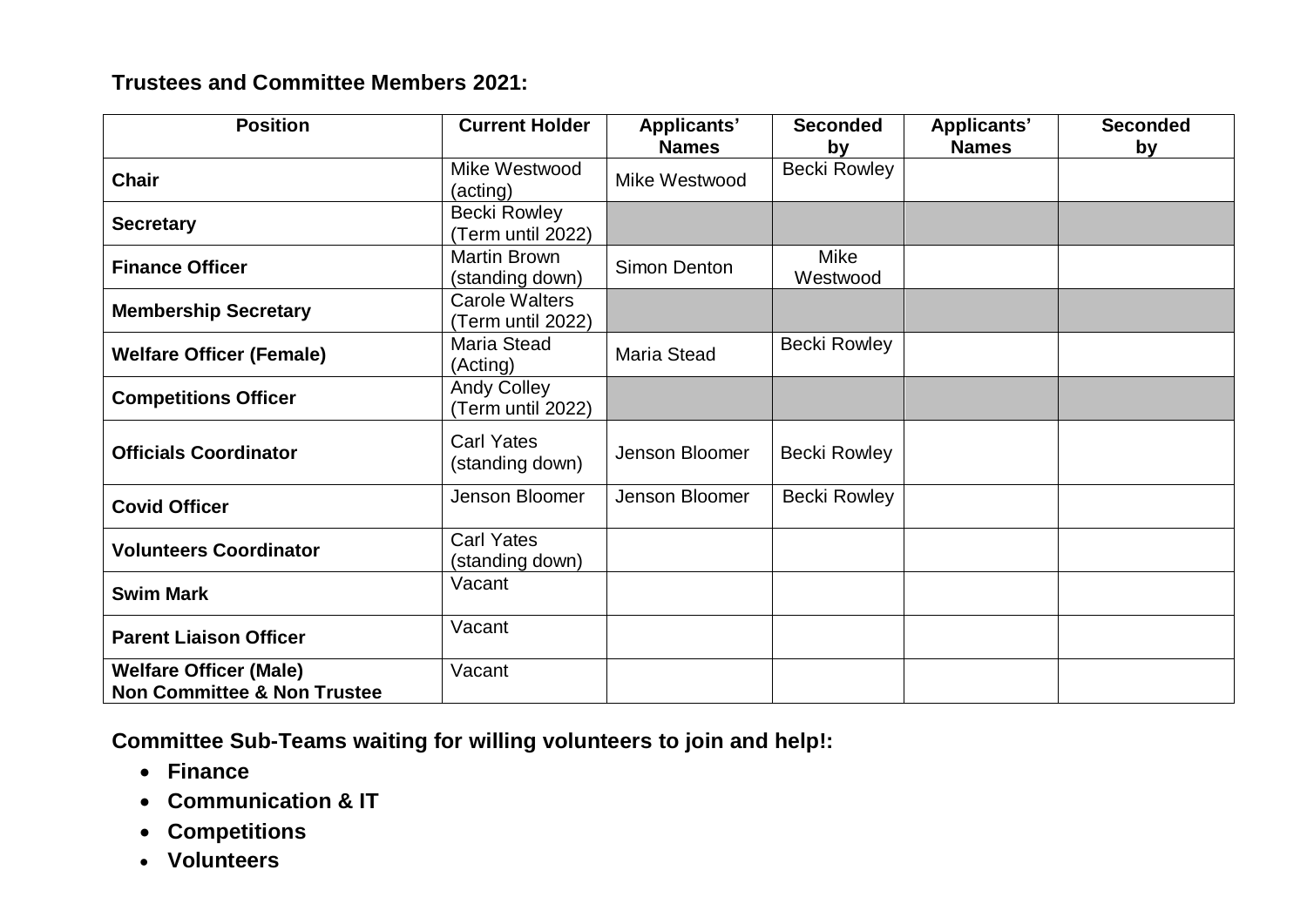**Trustees and Committee Members 2021:**

| Position | Current Holder | Applicants' Names | Seconded by | Applicants' Names | Seconded by |
|---|---|---|---|---|---|
| **Chair** | Mike Westwood (acting) | Mike Westwood | Becki Rowley | | |
| **Secretary** | Becki Rowley (Term until 2022) | | | | |
| **Finance Officer** | Martin Brown (standing down) | Simon Denton | Mike Westwood | | |
| **Membership Secretary** | Carole Walters (Term until 2022) | | | | |
| **Welfare Officer (Female)** | Maria Stead (Acting) | Maria Stead | Becki Rowley | | |
| **Competitions Officer** | Andy Colley (Term until 2022) | | | | |
| **Officials Coordinator** | Carl Yates (standing down) | Jenson Bloomer | Becki Rowley | | |
| **Covid Officer** | Jenson Bloomer | Jenson Bloomer | Becki Rowley | | |
| **Volunteers Coordinator** | Carl Yates (standing down) | | | | |
| **Swim Mark** | Vacant | | | | |
| **Parent Liaison Officer** | Vacant | | | | |
| **Welfare Officer (Male) Non Committee & Non Trustee** | Vacant | | | | |

**Committee Sub-Teams waiting for willing volunteers to join and help!:**

- **Finance**
- **Communication & IT**
- **Competitions**
- **Volunteers**